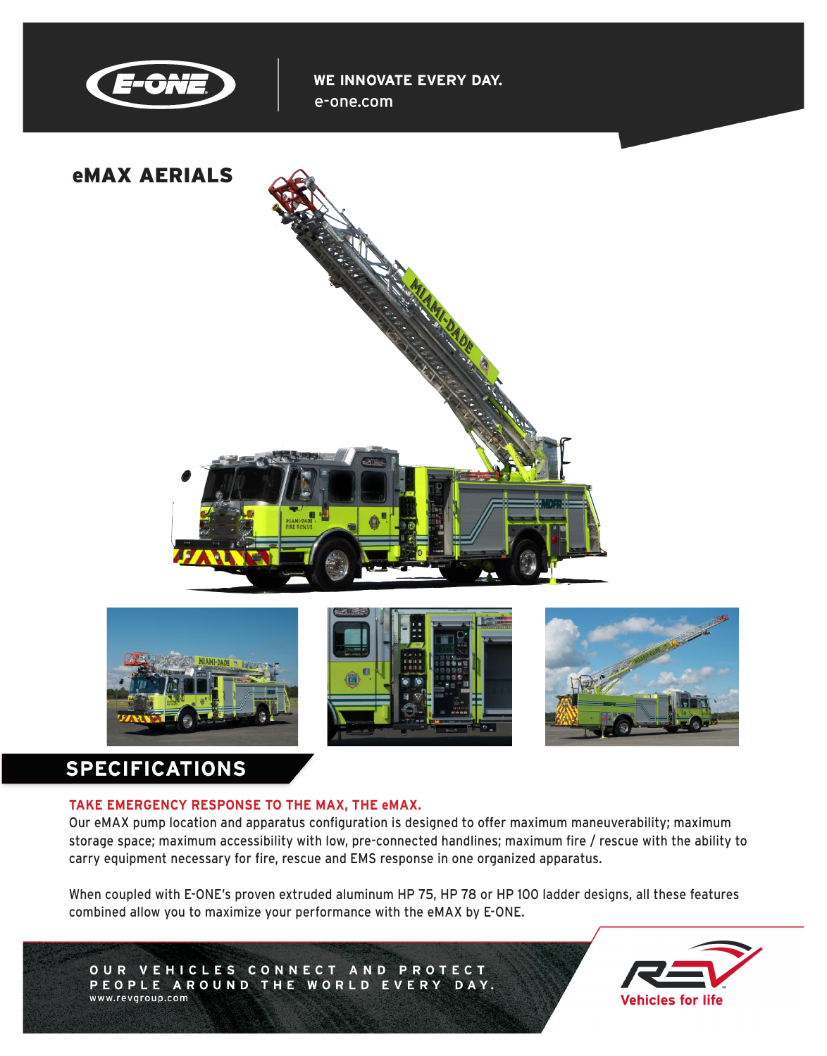WE INNOVATE EVERY DAY.
e-one.com

# eMAX AERIALS

## SPECIFICATIONS

**TAKE EMERGENCY RESPONSE TO THE MAX, THE eMAX.**

Our eMAX pump location and apparatus configuration is designed to offer maximum maneuverability; maximum storage space; maximum accessibility with low, pre-connected handlines; maximum fire / rescue with the ability to carry equipment necessary for fire, rescue and EMS response in one organized apparatus.

When coupled with E-ONE's proven extruded aluminum HP 75, HP 78 or HP 100 ladder designs, all these features combined allow you to maximize your performance with the eMAX by E-ONE.

OUR VEHICLES CONNECT AND PROTECT PEOPLE AROUND THE WORLD EVERY DAY.
www.revgroup.com

Vehicles for life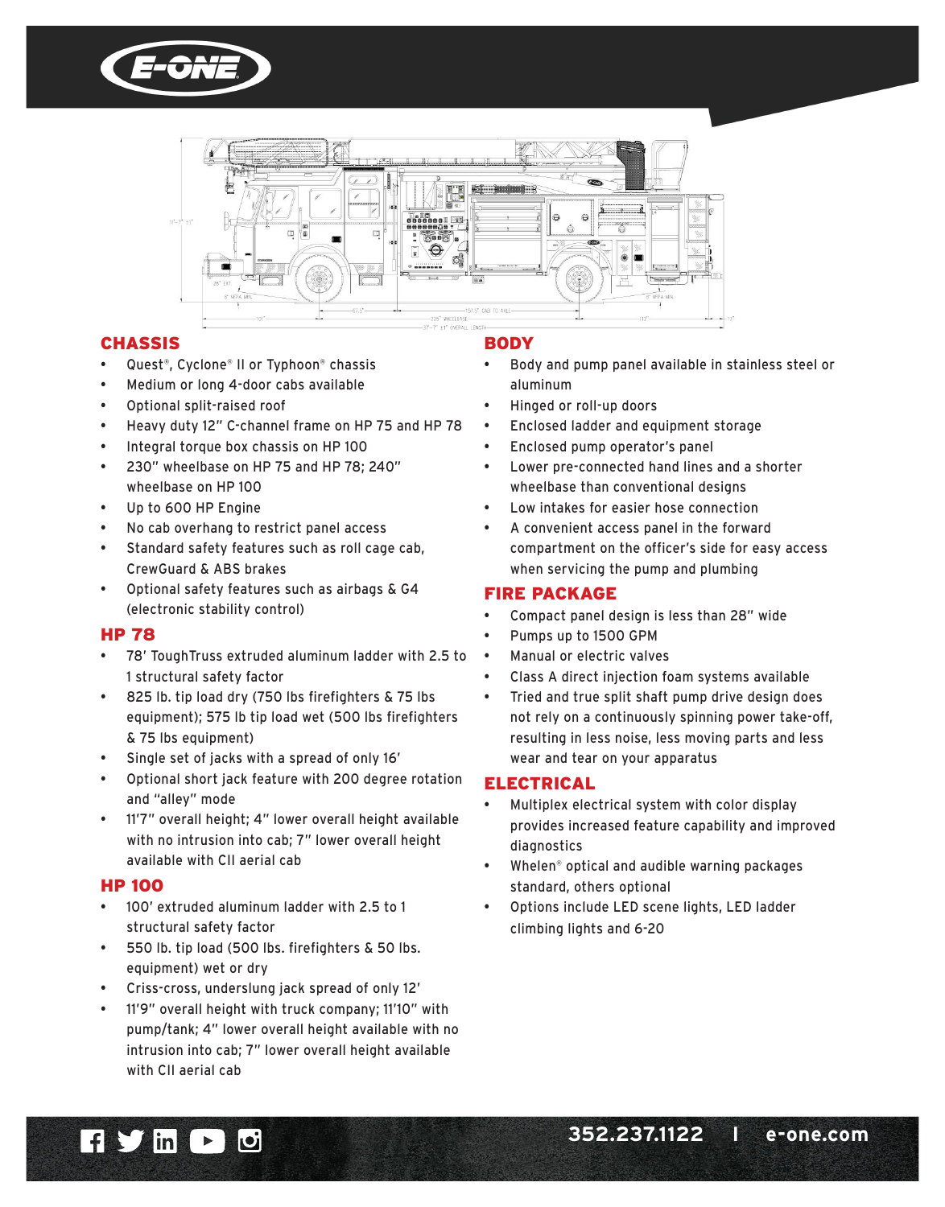## CHASSIS

- Quest®, Cyclone® II or Typhoon® chassis
- Medium or long 4-door cabs available
- Optional split-raised roof
- Heavy duty 12" C-channel frame on HP 75 and HP 78
- Integral torque box chassis on HP 100
- 230" wheelbase on HP 75 and HP 78; 240" wheelbase on HP 100
- Up to 600 HP Engine
- No cab overhang to restrict panel access
- Standard safety features such as roll cage cab, CrewGuard & ABS brakes
- Optional safety features such as airbags & G4 (electronic stability control)

## HP 78

- 78' ToughTruss extruded aluminum ladder with 2.5 to 1 structural safety factor
- 825 lb. tip load dry (750 lbs firefighters & 75 lbs equipment); 575 lb tip load wet (500 lbs firefighters & 75 lbs equipment)
- Single set of jacks with a spread of only 16'
- Optional short jack feature with 200 degree rotation and "alley" mode
- 11'7" overall height; 4" lower overall height available with no intrusion into cab; 7" lower overall height available with CII aerial cab

## HP 100

- 100' extruded aluminum ladder with 2.5 to 1 structural safety factor
- 550 lb. tip load (500 lbs. firefighters & 50 lbs. equipment) wet or dry
- Criss-cross, underslung jack spread of only 12'
- 11'9" overall height with truck company; 11'10" with pump/tank; 4" lower overall height available with no intrusion into cab; 7" lower overall height available with CII aerial cab

## BODY

- Body and pump panel available in stainless steel or aluminum
- Hinged or roll-up doors
- Enclosed ladder and equipment storage
- Enclosed pump operator's panel
- Lower pre-connected hand lines and a shorter wheelbase than conventional designs
- Low intakes for easier hose connection
- A convenient access panel in the forward compartment on the officer's side for easy access when servicing the pump and plumbing

## FIRE PACKAGE

- Compact panel design is less than 28" wide
- Pumps up to 1500 GPM
- Manual or electric valves
- Class A direct injection foam systems available
- Tried and true split shaft pump drive design does not rely on a continuously spinning power take-off, resulting in less noise, less moving parts and less wear and tear on your apparatus

## ELECTRICAL

- Multiplex electrical system with color display provides increased feature capability and improved diagnostics
- Whelen® optical and audible warning packages standard, others optional
- Options include LED scene lights, LED ladder climbing lights and 6-20

352.237.1122 | e-one.com